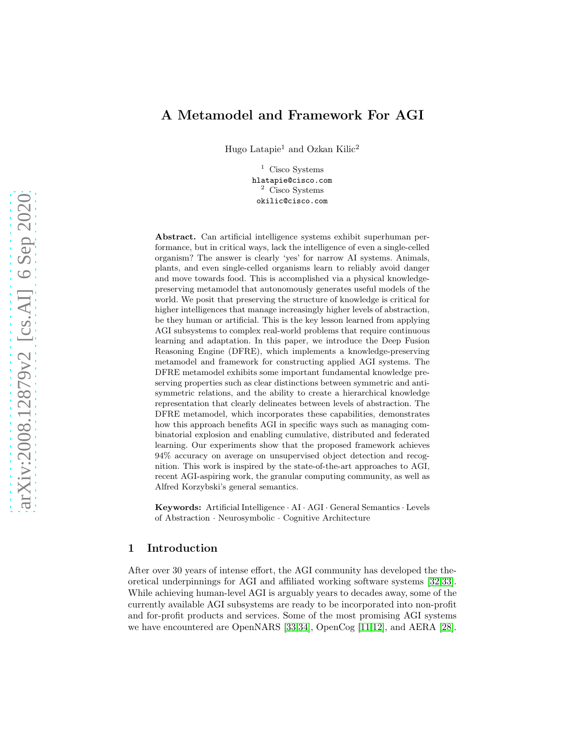# A Metamodel and Framework For AGI

Hugo Latapie[1] and Ozkan Kilic[2]

[1] Cisco Systems
hlatapie@cisco.com
[2] Cisco Systems
okilic@cisco.com

**Abstract.** Can artificial intelligence systems exhibit superhuman performance, but in critical ways, lack the intelligence of even a single-celled organism? The answer is clearly 'yes' for narrow AI systems. Animals, plants, and even single-celled organisms learn to reliably avoid danger and move towards food. This is accomplished via a physical knowledge-preserving metamodel that autonomously generates useful models of the world. We posit that preserving the structure of knowledge is critical for higher intelligences that manage increasingly higher levels of abstraction, be they human or artificial. This is the key lesson learned from applying AGI subsystems to complex real-world problems that require continuous learning and adaptation. In this paper, we introduce the Deep Fusion Reasoning Engine (DFRE), which implements a knowledge-preserving metamodel and framework for constructing applied AGI systems. The DFRE metamodel exhibits some important fundamental knowledge preserving properties such as clear distinctions between symmetric and antisymmetric relations, and the ability to create a hierarchical knowledge representation that clearly delineates between levels of abstraction. The DFRE metamodel, which incorporates these capabilities, demonstrates how this approach benefits AGI in specific ways such as managing combinatorial explosion and enabling cumulative, distributed and federated learning. Our experiments show that the proposed framework achieves 94% accuracy on average on unsupervised object detection and recognition. This work is inspired by the state-of-the-art approaches to AGI, recent AGI-aspiring work, the granular computing community, as well as Alfred Korzybski's general semantics.

**Keywords:** Artificial Intelligence · AI · AGI · General Semantics · Levels of Abstraction · Neurosymbolic · Cognitive Architecture

## 1 Introduction

After over 30 years of intense effort, the AGI community has developed the theoretical underpinnings for AGI and affiliated working software systems [32,33]. While achieving human-level AGI is arguably years to decades away, some of the currently available AGI subsystems are ready to be incorporated into non-profit and for-profit products and services. Some of the most promising AGI systems we have encountered are OpenNARS [33,34], OpenCog [11,12], and AERA [28].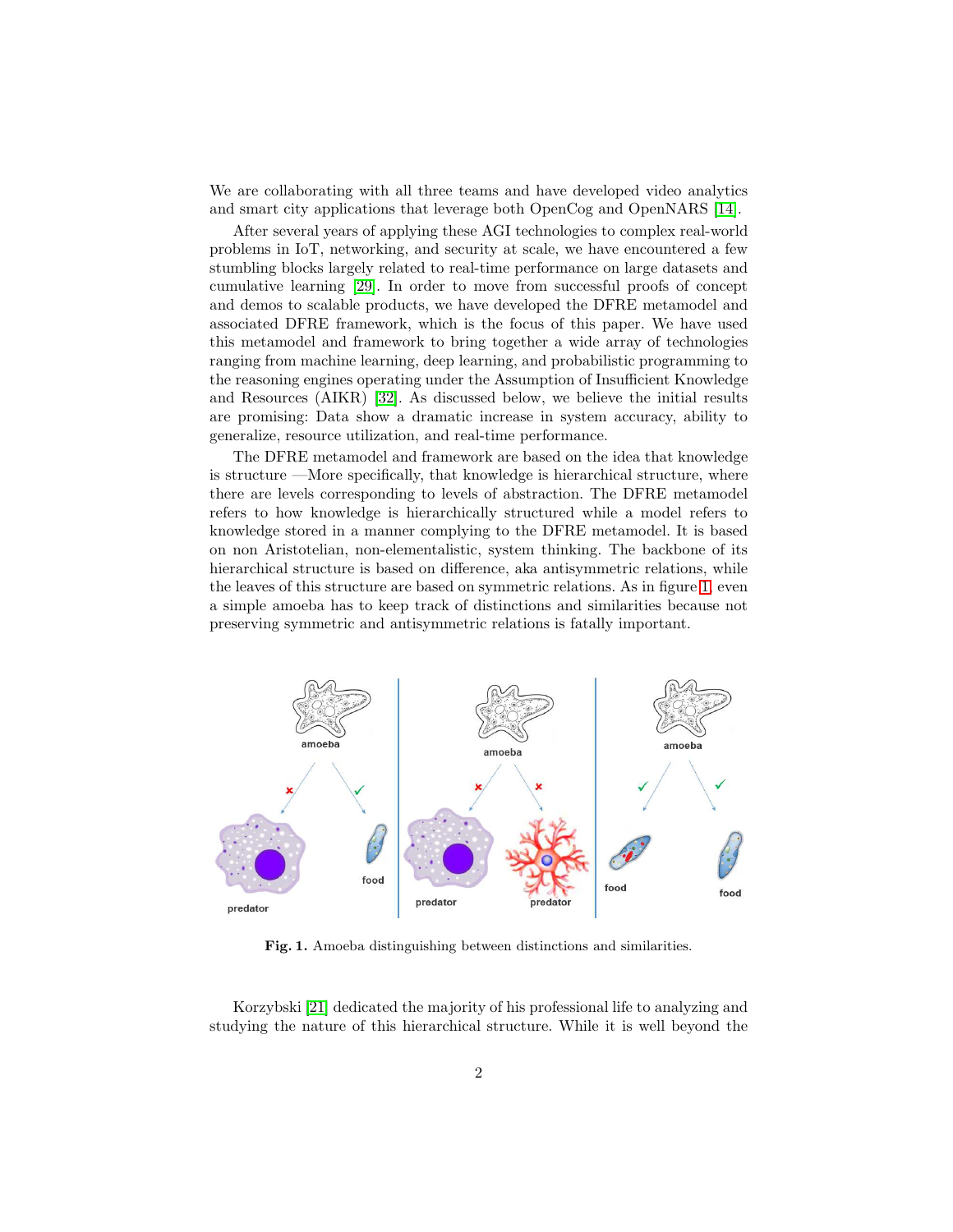We are collaborating with all three teams and have developed video analytics and smart city applications that leverage both OpenCog and OpenNARS [14].

After several years of applying these AGI technologies to complex real-world problems in IoT, networking, and security at scale, we have encountered a few stumbling blocks largely related to real-time performance on large datasets and cumulative learning [29]. In order to move from successful proofs of concept and demos to scalable products, we have developed the DFRE metamodel and associated DFRE framework, which is the focus of this paper. We have used this metamodel and framework to bring together a wide array of technologies ranging from machine learning, deep learning, and probabilistic programming to the reasoning engines operating under the Assumption of Insufficient Knowledge and Resources (AIKR) [32]. As discussed below, we believe the initial results are promising: Data show a dramatic increase in system accuracy, ability to generalize, resource utilization, and real-time performance.

The DFRE metamodel and framework are based on the idea that knowledge is structure —More specifically, that knowledge is hierarchical structure, where there are levels corresponding to levels of abstraction. The DFRE metamodel refers to how knowledge is hierarchically structured while a model refers to knowledge stored in a manner complying to the DFRE metamodel. It is based on non Aristotelian, non-elementalistic, system thinking. The backbone of its hierarchical structure is based on difference, aka antisymmetric relations, while the leaves of this structure are based on symmetric relations. As in figure 1, even a simple amoeba has to keep track of distinctions and similarities because not preserving symmetric and antisymmetric relations is fatally important.

**Fig. 1.** Amoeba distinguishing between distinctions and similarities.

Korzybski [21] dedicated the majority of his professional life to analyzing and studying the nature of this hierarchical structure. While it is well beyond the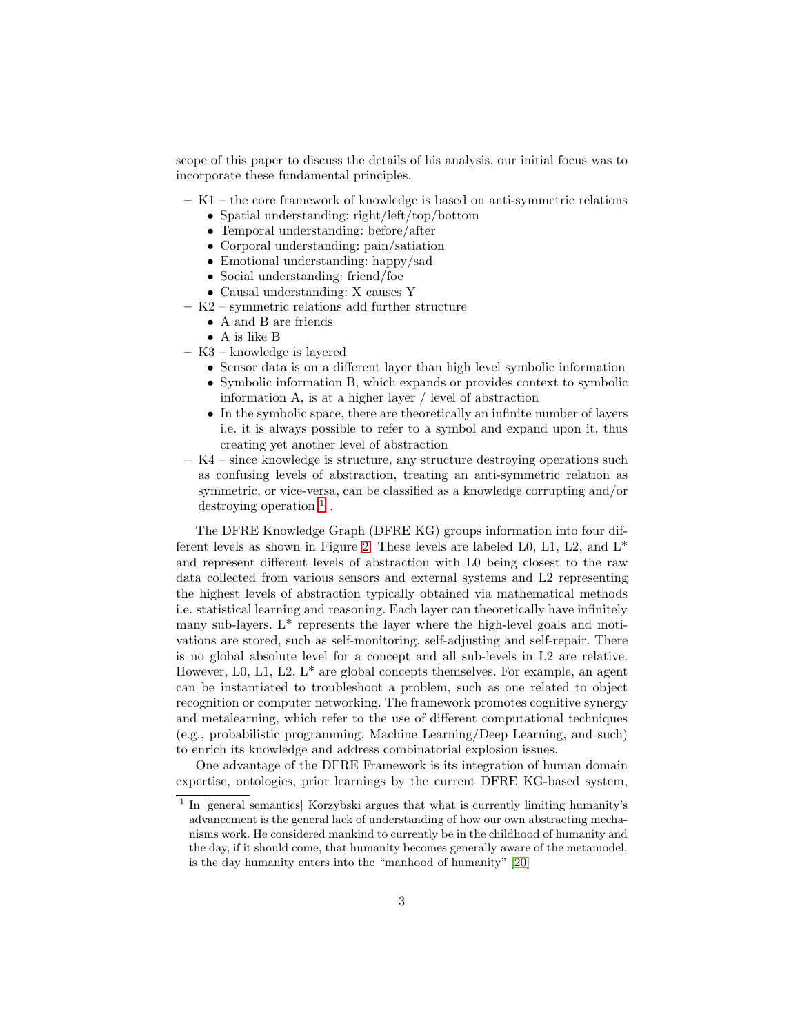scope of this paper to discuss the details of his analysis, our initial focus was to incorporate these fundamental principles.

- K1 – the core framework of knowledge is based on anti-symmetric relations
  - Spatial understanding: right/left/top/bottom
  - Temporal understanding: before/after
  - Corporal understanding: pain/satiation
  - Emotional understanding: happy/sad
  - Social understanding: friend/foe
  - Causal understanding: X causes Y
- K2 – symmetric relations add further structure
  - A and B are friends
  - A is like B
- K3 – knowledge is layered
  - Sensor data is on a different layer than high level symbolic information
  - Symbolic information B, which expands or provides context to symbolic information A, is at a higher layer / level of abstraction
  - In the symbolic space, there are theoretically an infinite number of layers i.e. it is always possible to refer to a symbol and expand upon it, thus creating yet another level of abstraction
- K4 – since knowledge is structure, any structure destroying operations such as confusing levels of abstraction, treating an anti-symmetric relation as symmetric, or vice-versa, can be classified as a knowledge corrupting and/or destroying operation [1] .

The DFRE Knowledge Graph (DFRE KG) groups information into four different levels as shown in Figure 2. These levels are labeled L0, L1, L2, and L* and represent different levels of abstraction with L0 being closest to the raw data collected from various sensors and external systems and L2 representing the highest levels of abstraction typically obtained via mathematical methods i.e. statistical learning and reasoning. Each layer can theoretically have infinitely many sub-layers. L* represents the layer where the high-level goals and motivations are stored, such as self-monitoring, self-adjusting and self-repair. There is no global absolute level for a concept and all sub-levels in L2 are relative. However, L0, L1, L2, L* are global concepts themselves. For example, an agent can be instantiated to troubleshoot a problem, such as one related to object recognition or computer networking. The framework promotes cognitive synergy and metalearning, which refer to the use of different computational techniques (e.g., probabilistic programming, Machine Learning/Deep Learning, and such) to enrich its knowledge and address combinatorial explosion issues.

One advantage of the DFRE Framework is its integration of human domain expertise, ontologies, prior learnings by the current DFRE KG-based system,

[1] In [general semantics] Korzybski argues that what is currently limiting humanity's advancement is the general lack of understanding of how our own abstracting mechanisms work. He considered mankind to currently be in the childhood of humanity and the day, if it should come, that humanity becomes generally aware of the metamodel, is the day humanity enters into the "manhood of humanity" [20]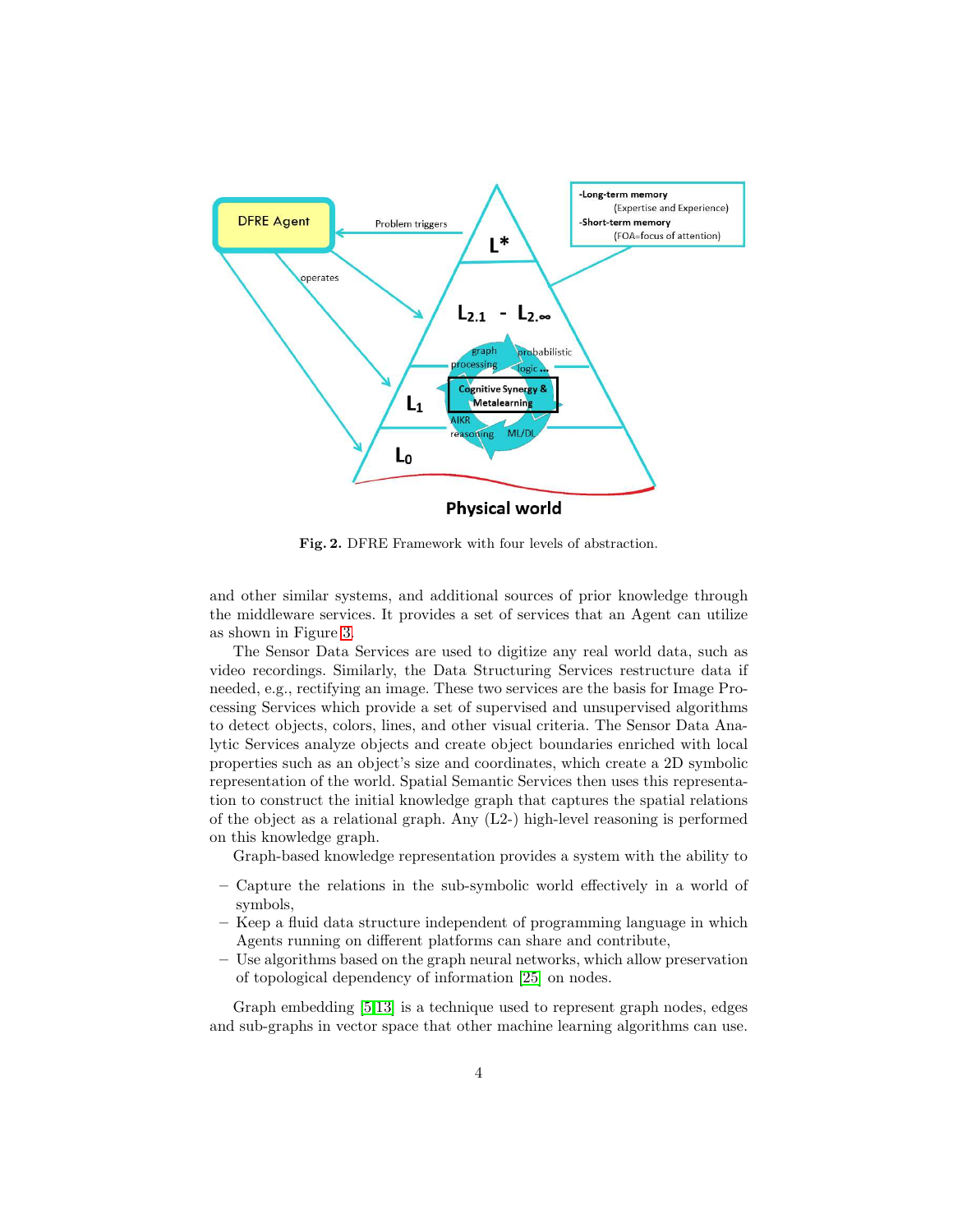**Fig. 2.** DFRE Framework with four levels of abstraction.

and other similar systems, and additional sources of prior knowledge through the middleware services. It provides a set of services that an Agent can utilize as shown in Figure 3.

The Sensor Data Services are used to digitize any real world data, such as video recordings. Similarly, the Data Structuring Services restructure data if needed, e.g., rectifying an image. These two services are the basis for Image Processing Services which provide a set of supervised and unsupervised algorithms to detect objects, colors, lines, and other visual criteria. The Sensor Data Analytic Services analyze objects and create object boundaries enriched with local properties such as an object's size and coordinates, which create a 2D symbolic representation of the world. Spatial Semantic Services then uses this representation to construct the initial knowledge graph that captures the spatial relations of the object as a relational graph. Any (L2-) high-level reasoning is performed on this knowledge graph.

Graph-based knowledge representation provides a system with the ability to

- Capture the relations in the sub-symbolic world effectively in a world of symbols,
- Keep a fluid data structure independent of programming language in which Agents running on different platforms can share and contribute,
- Use algorithms based on the graph neural networks, which allow preservation of topological dependency of information [25] on nodes.

Graph embedding [5,13] is a technique used to represent graph nodes, edges and sub-graphs in vector space that other machine learning algorithms can use.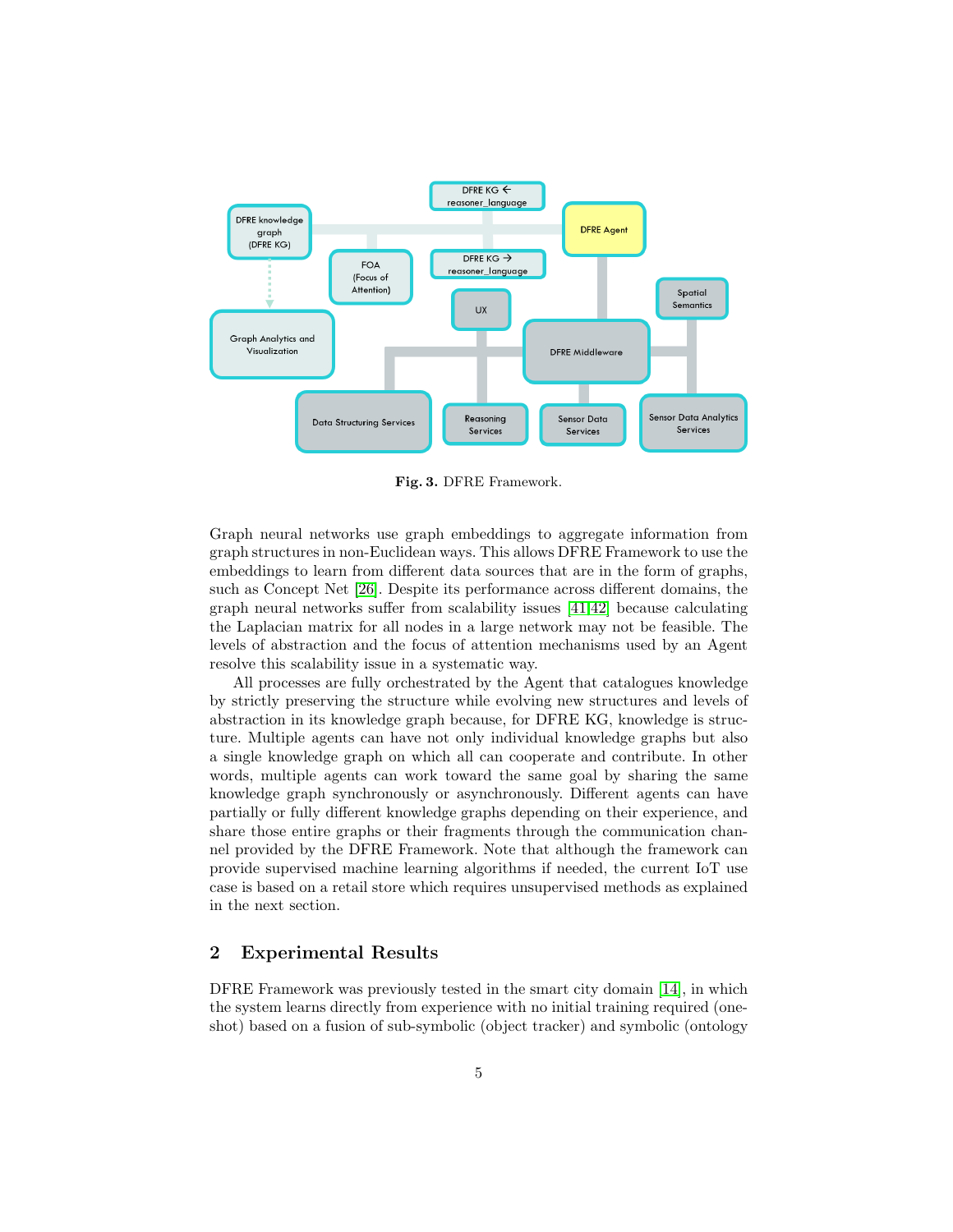**Fig. 3.** DFRE Framework.

Graph neural networks use graph embeddings to aggregate information from graph structures in non-Euclidean ways. This allows DFRE Framework to use the embeddings to learn from different data sources that are in the form of graphs, such as Concept Net [26]. Despite its performance across different domains, the graph neural networks suffer from scalability issues [41,42] because calculating the Laplacian matrix for all nodes in a large network may not be feasible. The levels of abstraction and the focus of attention mechanisms used by an Agent resolve this scalability issue in a systematic way.

All processes are fully orchestrated by the Agent that catalogues knowledge by strictly preserving the structure while evolving new structures and levels of abstraction in its knowledge graph because, for DFRE KG, knowledge is structure. Multiple agents can have not only individual knowledge graphs but also a single knowledge graph on which all can cooperate and contribute. In other words, multiple agents can work toward the same goal by sharing the same knowledge graph synchronously or asynchronously. Different agents can have partially or fully different knowledge graphs depending on their experience, and share those entire graphs or their fragments through the communication channel provided by the DFRE Framework. Note that although the framework can provide supervised machine learning algorithms if needed, the current IoT use case is based on a retail store which requires unsupervised methods as explained in the next section.

## 2 Experimental Results

DFRE Framework was previously tested in the smart city domain [14], in which the system learns directly from experience with no initial training required (one-shot) based on a fusion of sub-symbolic (object tracker) and symbolic (ontology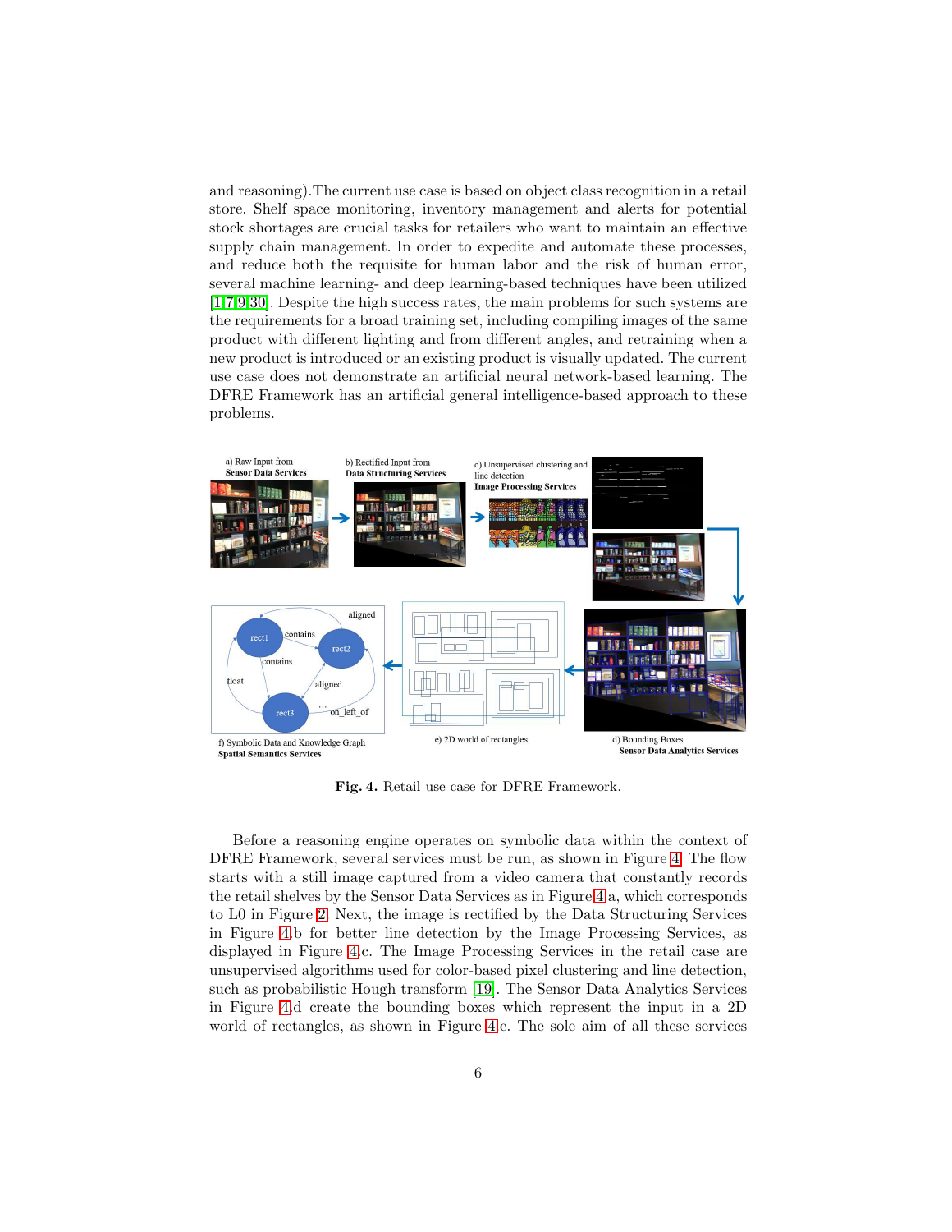and reasoning).The current use case is based on object class recognition in a retail store. Shelf space monitoring, inventory management and alerts for potential stock shortages are crucial tasks for retailers who want to maintain an effective supply chain management. In order to expedite and automate these processes, and reduce both the requisite for human labor and the risk of human error, several machine learning- and deep learning-based techniques have been utilized [1,7,9,30]. Despite the high success rates, the main problems for such systems are the requirements for a broad training set, including compiling images of the same product with different lighting and from different angles, and retraining when a new product is introduced or an existing product is visually updated. The current use case does not demonstrate an artificial neural network-based learning. The DFRE Framework has an artificial general intelligence-based approach to these problems.

**Fig. 4.** Retail use case for DFRE Framework.

Before a reasoning engine operates on symbolic data within the context of DFRE Framework, several services must be run, as shown in Figure 4. The flow starts with a still image captured from a video camera that constantly records the retail shelves by the Sensor Data Services as in Figure 4a, which corresponds to L0 in Figure 2. Next, the image is rectified by the Data Structuring Services in Figure 4b for better line detection by the Image Processing Services, as displayed in Figure 4c. The Image Processing Services in the retail case are unsupervised algorithms used for color-based pixel clustering and line detection, such as probabilistic Hough transform [19]. The Sensor Data Analytics Services in Figure 4d create the bounding boxes which represent the input in a 2D world of rectangles, as shown in Figure 4e. The sole aim of all these services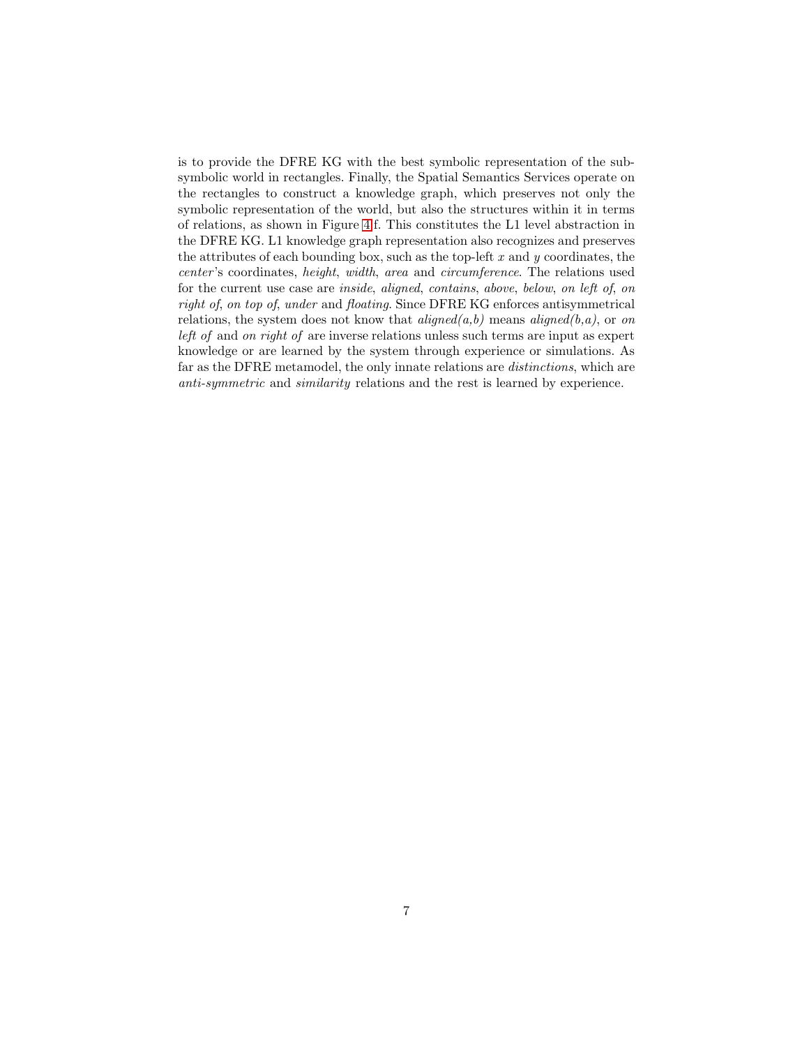is to provide the DFRE KG with the best symbolic representation of the sub-symbolic world in rectangles. Finally, the Spatial Semantics Services operate on the rectangles to construct a knowledge graph, which preserves not only the symbolic representation of the world, but also the structures within it in terms of relations, as shown in Figure 4f. This constitutes the L1 level abstraction in the DFRE KG. L1 knowledge graph representation also recognizes and preserves the attributes of each bounding box, such as the top-left $x$ and $y$ coordinates, the *center*'s coordinates, *height*, *width*, *area* and *circumference*. The relations used for the current use case are *inside*, *aligned*, *contains*, *above*, *below*, *on left of*, *on right of*, *on top of*, *under* and *floating*. Since DFRE KG enforces antisymmetrical relations, the system does not know that *aligned(a,b)* means *aligned(b,a)*, or *on left of* and *on right of* are inverse relations unless such terms are input as expert knowledge or are learned by the system through experience or simulations. As far as the DFRE metamodel, the only innate relations are *distinctions*, which are *anti-symmetric* and *similarity* relations and the rest is learned by experience.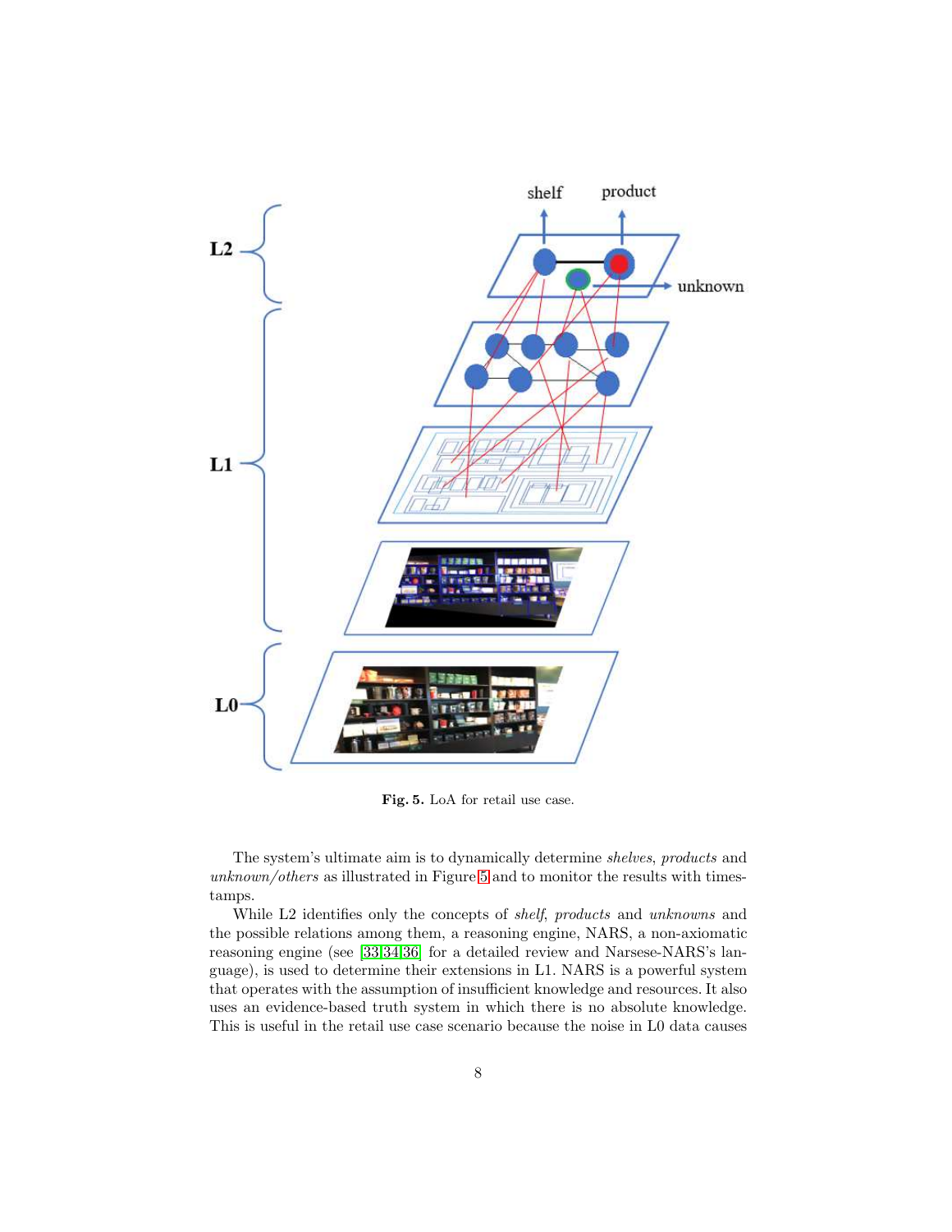Fig. 5. LoA for retail use case.

The system's ultimate aim is to dynamically determine *shelves*, *products* and *unknown/others* as illustrated in Figure 5 and to monitor the results with timestamps.

While L2 identifies only the concepts of *shelf*, *products* and *unknowns* and the possible relations among them, a reasoning engine, NARS, a non-axiomatic reasoning engine (see [33,34,36] for a detailed review and Narsese-NARS's language), is used to determine their extensions in L1. NARS is a powerful system that operates with the assumption of insufficient knowledge and resources. It also uses an evidence-based truth system in which there is no absolute knowledge. This is useful in the retail use case scenario because the noise in L0 data causes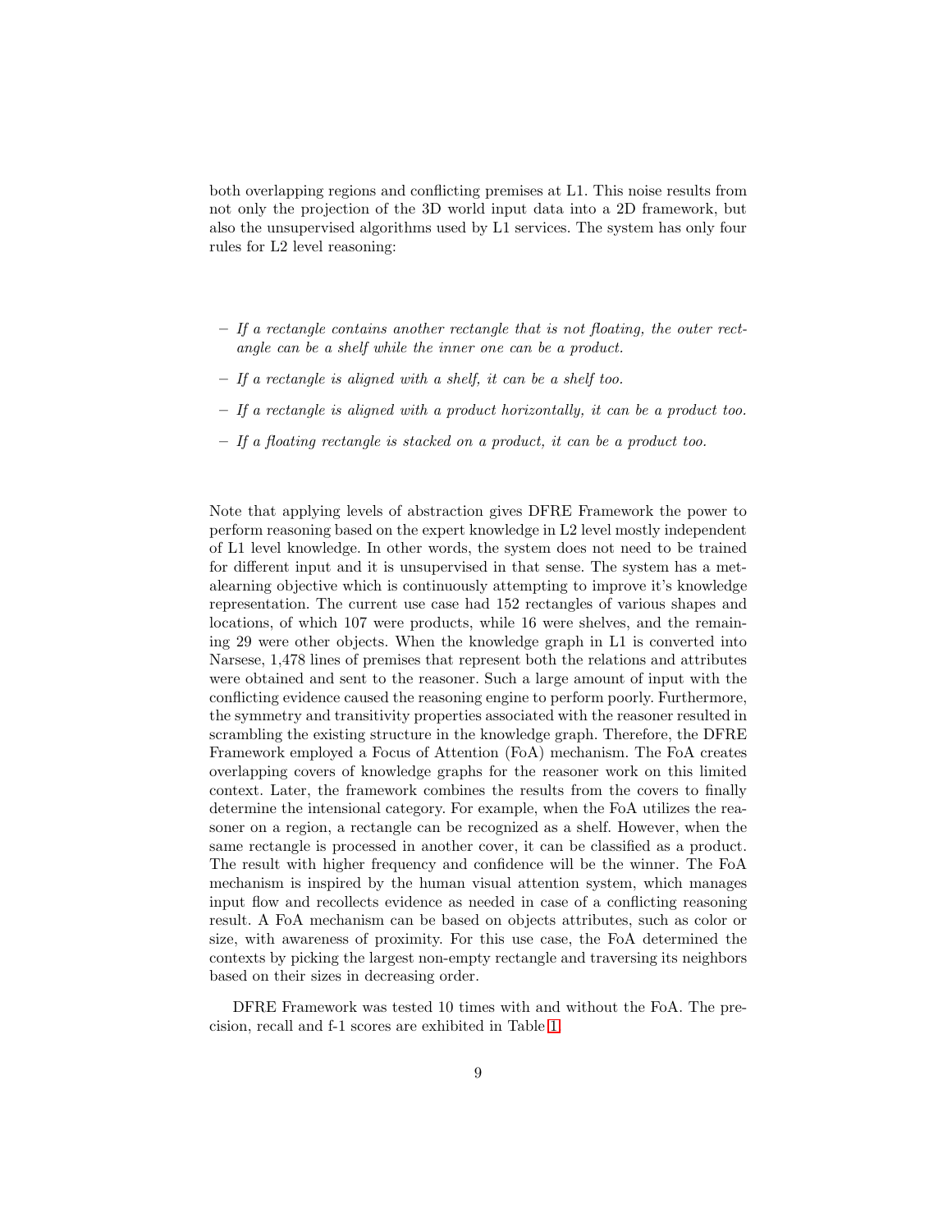both overlapping regions and conflicting premises at L1. This noise results from not only the projection of the 3D world input data into a 2D framework, but also the unsupervised algorithms used by L1 services. The system has only four rules for L2 level reasoning:

- *If a rectangle contains another rectangle that is not floating, the outer rectangle can be a shelf while the inner one can be a product.*
- *If a rectangle is aligned with a shelf, it can be a shelf too.*
- *If a rectangle is aligned with a product horizontally, it can be a product too.*
- *If a floating rectangle is stacked on a product, it can be a product too.*

Note that applying levels of abstraction gives DFRE Framework the power to perform reasoning based on the expert knowledge in L2 level mostly independent of L1 level knowledge. In other words, the system does not need to be trained for different input and it is unsupervised in that sense. The system has a metalearning objective which is continuously attempting to improve it's knowledge representation. The current use case had 152 rectangles of various shapes and locations, of which 107 were products, while 16 were shelves, and the remaining 29 were other objects. When the knowledge graph in L1 is converted into Narsese, 1,478 lines of premises that represent both the relations and attributes were obtained and sent to the reasoner. Such a large amount of input with the conflicting evidence caused the reasoning engine to perform poorly. Furthermore, the symmetry and transitivity properties associated with the reasoner resulted in scrambling the existing structure in the knowledge graph. Therefore, the DFRE Framework employed a Focus of Attention (FoA) mechanism. The FoA creates overlapping covers of knowledge graphs for the reasoner work on this limited context. Later, the framework combines the results from the covers to finally determine the intensional category. For example, when the FoA utilizes the reasoner on a region, a rectangle can be recognized as a shelf. However, when the same rectangle is processed in another cover, it can be classified as a product. The result with higher frequency and confidence will be the winner. The FoA mechanism is inspired by the human visual attention system, which manages input flow and recollects evidence as needed in case of a conflicting reasoning result. A FoA mechanism can be based on objects attributes, such as color or size, with awareness of proximity. For this use case, the FoA determined the contexts by picking the largest non-empty rectangle and traversing its neighbors based on their sizes in decreasing order.

DFRE Framework was tested 10 times with and without the FoA. The precision, recall and f-1 scores are exhibited in Table 1.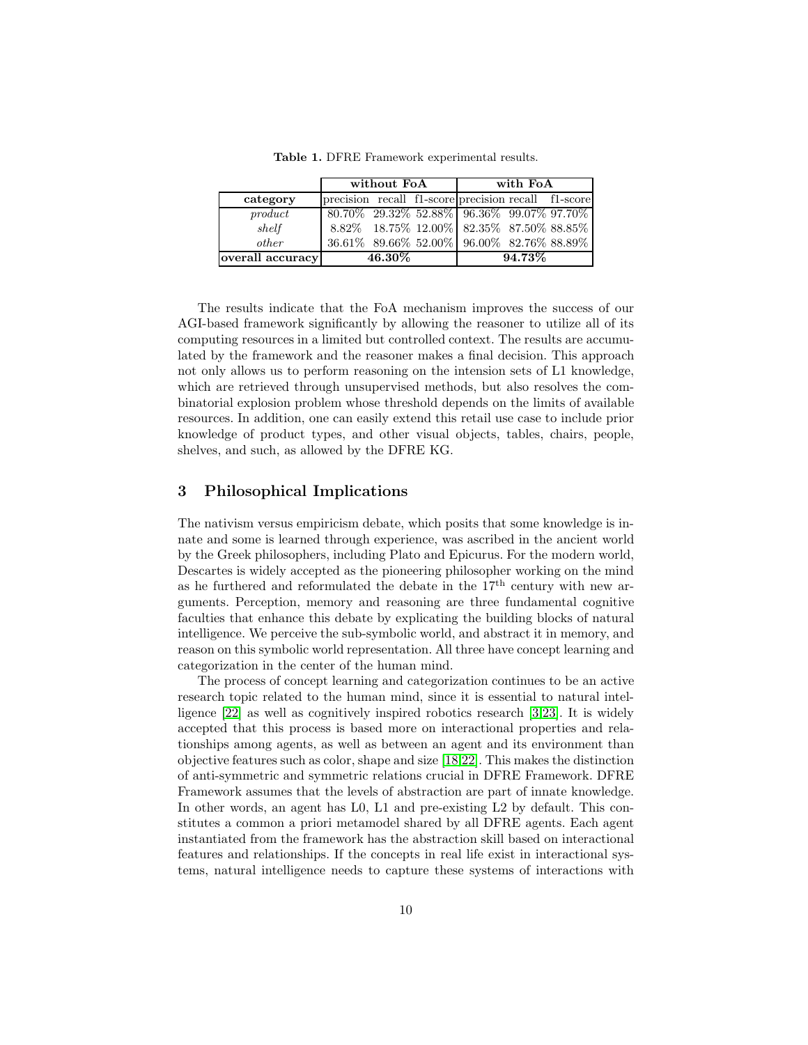**Table 1.** DFRE Framework experimental results.

| | without FoA | | | with FoA | | |
|---|---|---|---|---|---|---|
| **category** | precision | recall | f1-score | precision | recall | f1-score |
| *product* | 80.70% | 29.32% | 52.88% | 96.36% | 99.07% | 97.70% |
| *shelf* | 8.82% | 18.75% | 12.00% | 82.35% | 87.50% | 88.85% |
| *other* | 36.61% | 89.66% | 52.00% | 96.00% | 82.76% | 88.89% |
| **overall accuracy** | **46.30%** | | | **94.73%** | | |

The results indicate that the FoA mechanism improves the success of our AGI-based framework significantly by allowing the reasoner to utilize all of its computing resources in a limited but controlled context. The results are accumulated by the framework and the reasoner makes a final decision. This approach not only allows us to perform reasoning on the intension sets of L1 knowledge, which are retrieved through unsupervised methods, but also resolves the combinatorial explosion problem whose threshold depends on the limits of available resources. In addition, one can easily extend this retail use case to include prior knowledge of product types, and other visual objects, tables, chairs, people, shelves, and such, as allowed by the DFRE KG.

## 3 Philosophical Implications

The nativism versus empiricism debate, which posits that some knowledge is innate and some is learned through experience, was ascribed in the ancient world by the Greek philosophers, including Plato and Epicurus. For the modern world, Descartes is widely accepted as the pioneering philosopher working on the mind as he furthered and reformulated the debate in the 17th century with new arguments. Perception, memory and reasoning are three fundamental cognitive faculties that enhance this debate by explicating the building blocks of natural intelligence. We perceive the sub-symbolic world, and abstract it in memory, and reason on this symbolic world representation. All three have concept learning and categorization in the center of the human mind.

The process of concept learning and categorization continues to be an active research topic related to the human mind, since it is essential to natural intelligence [22] as well as cognitively inspired robotics research [3,23]. It is widely accepted that this process is based more on interactional properties and relationships among agents, as well as between an agent and its environment than objective features such as color, shape and size [18,22]. This makes the distinction of anti-symmetric and symmetric relations crucial in DFRE Framework. DFRE Framework assumes that the levels of abstraction are part of innate knowledge. In other words, an agent has L0, L1 and pre-existing L2 by default. This constitutes a common a priori metamodel shared by all DFRE agents. Each agent instantiated from the framework has the abstraction skill based on interactional features and relationships. If the concepts in real life exist in interactional systems, natural intelligence needs to capture these systems of interactions with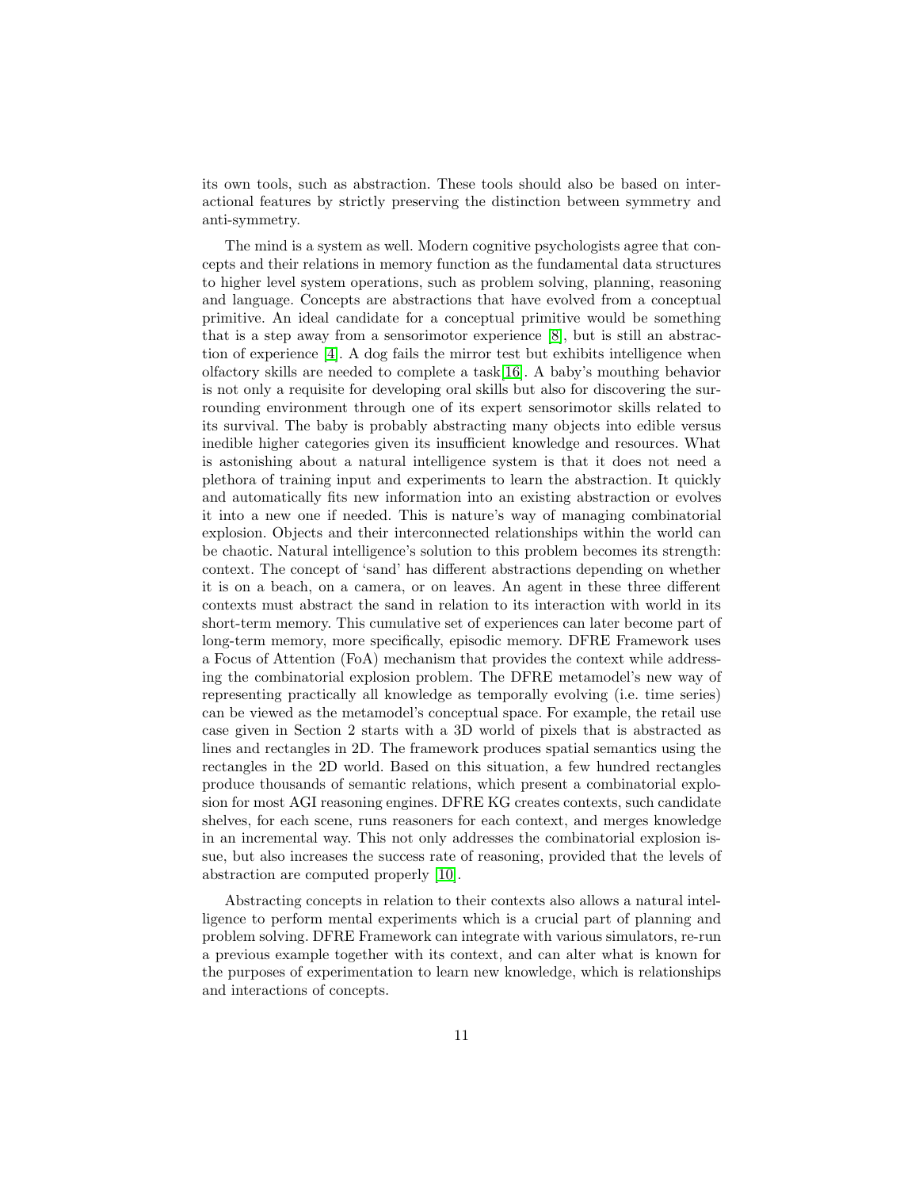its own tools, such as abstraction. These tools should also be based on interactional features by strictly preserving the distinction between symmetry and anti-symmetry.

The mind is a system as well. Modern cognitive psychologists agree that concepts and their relations in memory function as the fundamental data structures to higher level system operations, such as problem solving, planning, reasoning and language. Concepts are abstractions that have evolved from a conceptual primitive. An ideal candidate for a conceptual primitive would be something that is a step away from a sensorimotor experience [8], but is still an abstraction of experience [4]. A dog fails the mirror test but exhibits intelligence when olfactory skills are needed to complete a task[16]. A baby's mouthing behavior is not only a requisite for developing oral skills but also for discovering the surrounding environment through one of its expert sensorimotor skills related to its survival. The baby is probably abstracting many objects into edible versus inedible higher categories given its insufficient knowledge and resources. What is astonishing about a natural intelligence system is that it does not need a plethora of training input and experiments to learn the abstraction. It quickly and automatically fits new information into an existing abstraction or evolves it into a new one if needed. This is nature's way of managing combinatorial explosion. Objects and their interconnected relationships within the world can be chaotic. Natural intelligence's solution to this problem becomes its strength: context. The concept of 'sand' has different abstractions depending on whether it is on a beach, on a camera, or on leaves. An agent in these three different contexts must abstract the sand in relation to its interaction with world in its short-term memory. This cumulative set of experiences can later become part of long-term memory, more specifically, episodic memory. DFRE Framework uses a Focus of Attention (FoA) mechanism that provides the context while addressing the combinatorial explosion problem. The DFRE metamodel's new way of representing practically all knowledge as temporally evolving (i.e. time series) can be viewed as the metamodel's conceptual space. For example, the retail use case given in Section 2 starts with a 3D world of pixels that is abstracted as lines and rectangles in 2D. The framework produces spatial semantics using the rectangles in the 2D world. Based on this situation, a few hundred rectangles produce thousands of semantic relations, which present a combinatorial explosion for most AGI reasoning engines. DFRE KG creates contexts, such candidate shelves, for each scene, runs reasoners for each context, and merges knowledge in an incremental way. This not only addresses the combinatorial explosion issue, but also increases the success rate of reasoning, provided that the levels of abstraction are computed properly [10].

Abstracting concepts in relation to their contexts also allows a natural intelligence to perform mental experiments which is a crucial part of planning and problem solving. DFRE Framework can integrate with various simulators, re-run a previous example together with its context, and can alter what is known for the purposes of experimentation to learn new knowledge, which is relationships and interactions of concepts.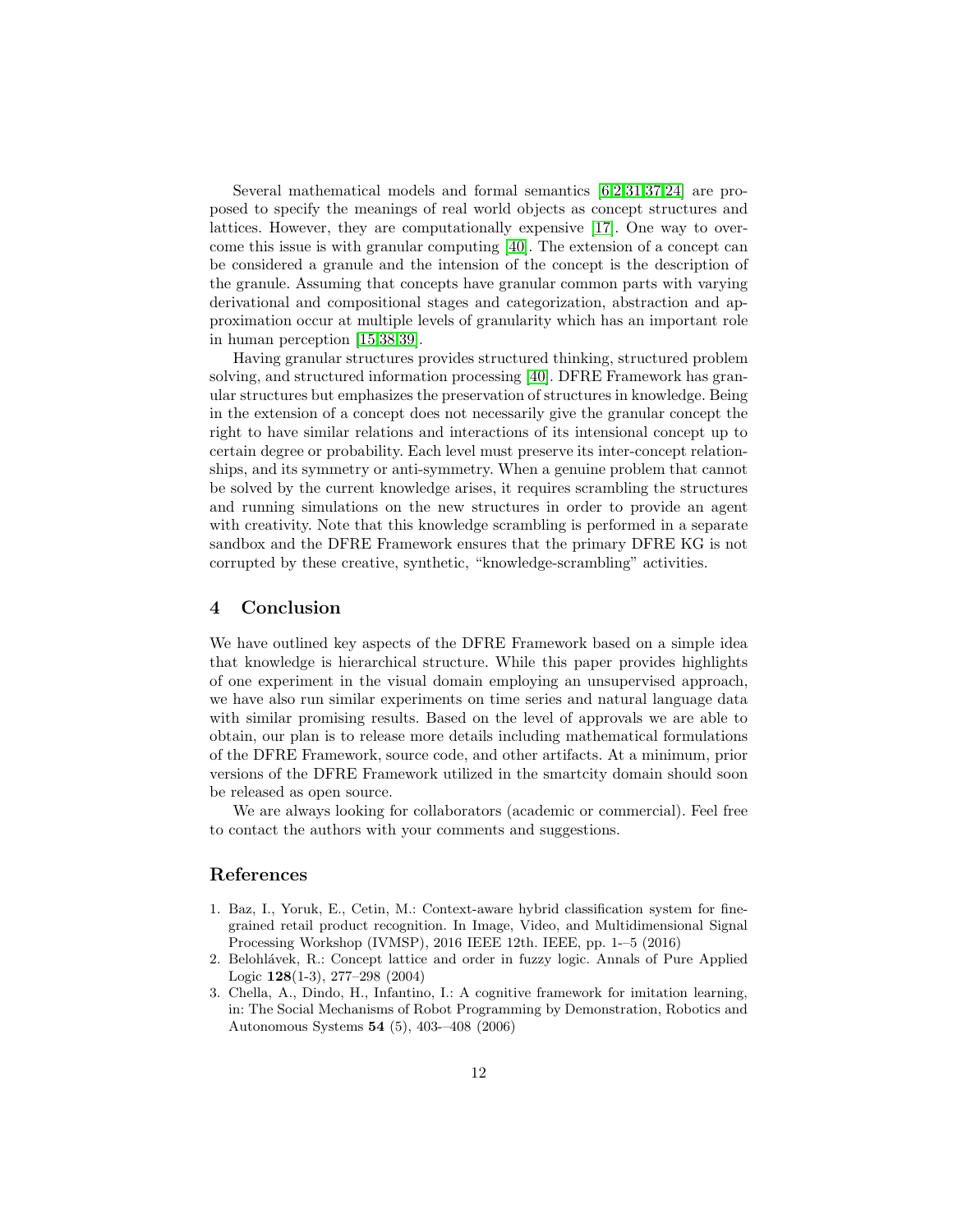Several mathematical models and formal semantics [6,2,31,37,24] are proposed to specify the meanings of real world objects as concept structures and lattices. However, they are computationally expensive [17]. One way to overcome this issue is with granular computing [40]. The extension of a concept can be considered a granule and the intension of the concept is the description of the granule. Assuming that concepts have granular common parts with varying derivational and compositional stages and categorization, abstraction and approximation occur at multiple levels of granularity which has an important role in human perception [15,38,39].

Having granular structures provides structured thinking, structured problem solving, and structured information processing [40]. DFRE Framework has granular structures but emphasizes the preservation of structures in knowledge. Being in the extension of a concept does not necessarily give the granular concept the right to have similar relations and interactions of its intensional concept up to certain degree or probability. Each level must preserve its inter-concept relationships, and its symmetry or anti-symmetry. When a genuine problem that cannot be solved by the current knowledge arises, it requires scrambling the structures and running simulations on the new structures in order to provide an agent with creativity. Note that this knowledge scrambling is performed in a separate sandbox and the DFRE Framework ensures that the primary DFRE KG is not corrupted by these creative, synthetic, "knowledge-scrambling" activities.

## 4 Conclusion

We have outlined key aspects of the DFRE Framework based on a simple idea that knowledge is hierarchical structure. While this paper provides highlights of one experiment in the visual domain employing an unsupervised approach, we have also run similar experiments on time series and natural language data with similar promising results. Based on the level of approvals we are able to obtain, our plan is to release more details including mathematical formulations of the DFRE Framework, source code, and other artifacts. At a minimum, prior versions of the DFRE Framework utilized in the smartcity domain should soon be released as open source.

We are always looking for collaborators (academic or commercial). Feel free to contact the authors with your comments and suggestions.

## References

1. Baz, I., Yoruk, E., Cetin, M.: Context-aware hybrid classification system for fine-grained retail product recognition. In Image, Video, and Multidimensional Signal Processing Workshop (IVMSP), 2016 IEEE 12th. IEEE, pp. 1-–5 (2016)
2. Belohlávek, R.: Concept lattice and order in fuzzy logic. Annals of Pure Applied Logic **128**(1-3), 277–298 (2004)
3. Chella, A., Dindo, H., Infantino, I.: A cognitive framework for imitation learning, in: The Social Mechanisms of Robot Programming by Demonstration, Robotics and Autonomous Systems **54** (5), 403-–408 (2006)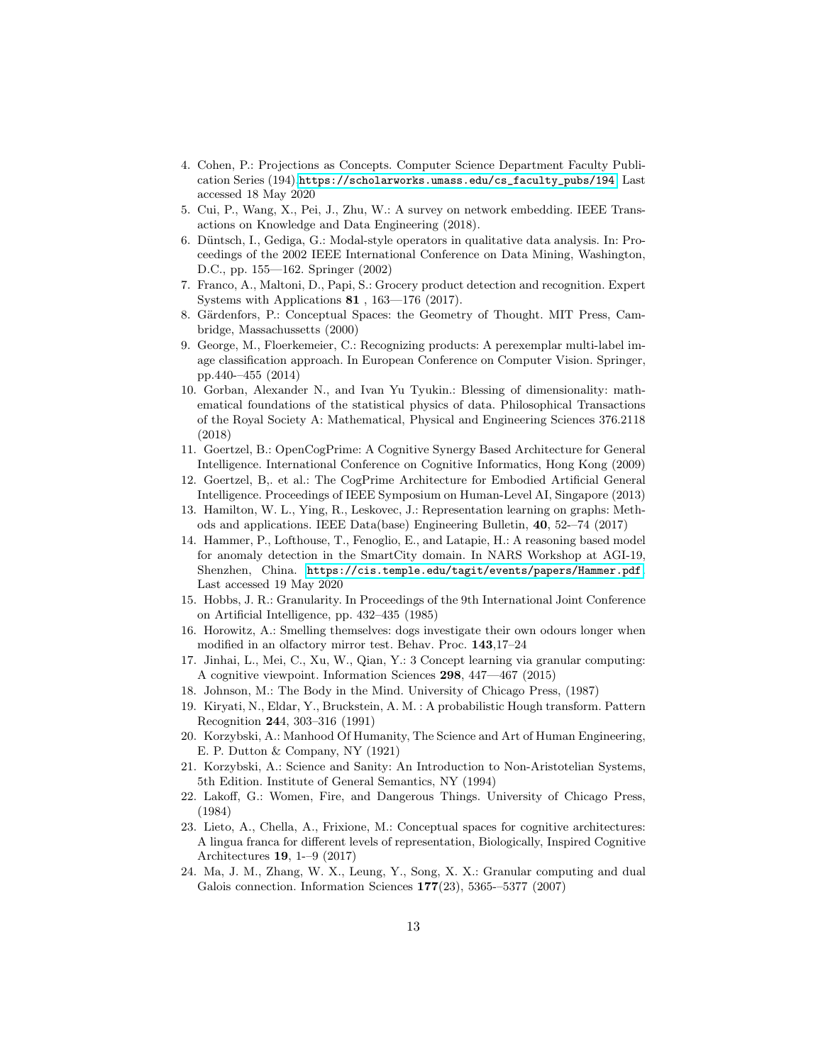4. Cohen, P.: Projections as Concepts. Computer Science Department Faculty Publication Series (194).https://scholarworks.umass.edu/cs_faculty_pubs/194. Last accessed 18 May 2020
5. Cui, P., Wang, X., Pei, J., Zhu, W.: A survey on network embedding. IEEE Transactions on Knowledge and Data Engineering (2018).
6. Düntsch, I., Gediga, G.: Modal-style operators in qualitative data analysis. In: Proceedings of the 2002 IEEE International Conference on Data Mining, Washington, D.C., pp. 155—162. Springer (2002)
7. Franco, A., Maltoni, D., Papi, S.: Grocery product detection and recognition. Expert Systems with Applications **81** , 163—176 (2017).
8. Gärdenfors, P.: Conceptual Spaces: the Geometry of Thought. MIT Press, Cambridge, Massachussetts (2000)
9. George, M., Floerkemeier, C.: Recognizing products: A perexemplar multi-label image classification approach. In European Conference on Computer Vision. Springer, pp.440-–455 (2014)
10. Gorban, Alexander N., and Ivan Yu Tyukin.: Blessing of dimensionality: mathematical foundations of the statistical physics of data. Philosophical Transactions of the Royal Society A: Mathematical, Physical and Engineering Sciences 376.2118 (2018)
11. Goertzel, B.: OpenCogPrime: A Cognitive Synergy Based Architecture for General Intelligence. International Conference on Cognitive Informatics, Hong Kong (2009)
12. Goertzel, B,. et al.: The CogPrime Architecture for Embodied Artificial General Intelligence. Proceedings of IEEE Symposium on Human-Level AI, Singapore (2013)
13. Hamilton, W. L., Ying, R., Leskovec, J.: Representation learning on graphs: Methods and applications. IEEE Data(base) Engineering Bulletin, **40**, 52-–74 (2017)
14. Hammer, P., Lofthouse, T., Fenoglio, E., and Latapie, H.: A reasoning based model for anomaly detection in the SmartCity domain. In NARS Workshop at AGI-19, Shenzhen, China. https://cis.temple.edu/tagit/events/papers/Hammer.pdf. Last accessed 19 May 2020
15. Hobbs, J. R.: Granularity. In Proceedings of the 9th International Joint Conference on Artificial Intelligence, pp. 432–435 (1985)
16. Horowitz, A.: Smelling themselves: dogs investigate their own odours longer when modified in an olfactory mirror test. Behav. Proc. **143**,17–24
17. Jinhai, L., Mei, C., Xu, W., Qian, Y.: 3 Concept learning via granular computing: A cognitive viewpoint. Information Sciences **298**, 447—467 (2015)
18. Johnson, M.: The Body in the Mind. University of Chicago Press, (1987)
19. Kiryati, N., Eldar, Y., Bruckstein, A. M. : A probabilistic Hough transform. Pattern Recognition **24**4, 303–316 (1991)
20. Korzybski, A.: Manhood Of Humanity, The Science and Art of Human Engineering, E. P. Dutton & Company, NY (1921)
21. Korzybski, A.: Science and Sanity: An Introduction to Non-Aristotelian Systems, 5th Edition. Institute of General Semantics, NY (1994)
22. Lakoff, G.: Women, Fire, and Dangerous Things. University of Chicago Press, (1984)
23. Lieto, A., Chella, A., Frixione, M.: Conceptual spaces for cognitive architectures: A lingua franca for different levels of representation, Biologically, Inspired Cognitive Architectures **19**, 1-–9 (2017)
24. Ma, J. M., Zhang, W. X., Leung, Y., Song, X. X.: Granular computing and dual Galois connection. Information Sciences **177**(23), 5365-–5377 (2007)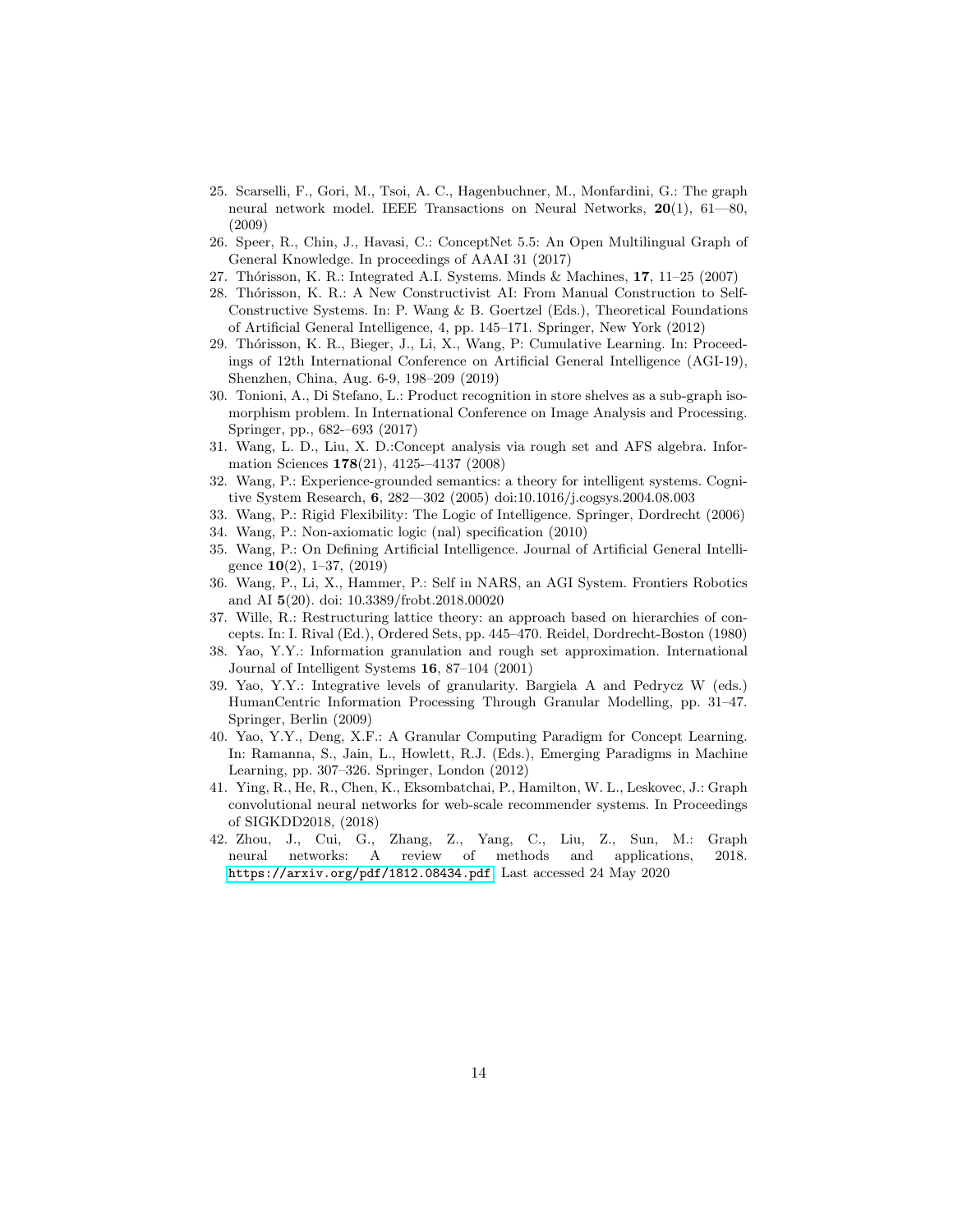25. Scarselli, F., Gori, M., Tsoi, A. C., Hagenbuchner, M., Monfardini, G.: The graph neural network model. IEEE Transactions on Neural Networks, **20**(1), 61—80, (2009)
26. Speer, R., Chin, J., Havasi, C.: ConceptNet 5.5: An Open Multilingual Graph of General Knowledge. In proceedings of AAAI 31 (2017)
27. Thórisson, K. R.: Integrated A.I. Systems. Minds & Machines, **17**, 11–25 (2007)
28. Thórisson, K. R.: A New Constructivist AI: From Manual Construction to Self-Constructive Systems. In: P. Wang & B. Goertzel (Eds.), Theoretical Foundations of Artificial General Intelligence, 4, pp. 145–171. Springer, New York (2012)
29. Thórisson, K. R., Bieger, J., Li, X., Wang, P: Cumulative Learning. In: Proceedings of 12th International Conference on Artificial General Intelligence (AGI-19), Shenzhen, China, Aug. 6-9, 198–209 (2019)
30. Tonioni, A., Di Stefano, L.: Product recognition in store shelves as a sub-graph isomorphism problem. In International Conference on Image Analysis and Processing. Springer, pp., 682-–693 (2017)
31. Wang, L. D., Liu, X. D.:Concept analysis via rough set and AFS algebra. Information Sciences **178**(21), 4125-–4137 (2008)
32. Wang, P.: Experience-grounded semantics: a theory for intelligent systems. Cognitive System Research, **6**, 282—302 (2005) doi:10.1016/j.cogsys.2004.08.003
33. Wang, P.: Rigid Flexibility: The Logic of Intelligence. Springer, Dordrecht (2006)
34. Wang, P.: Non-axiomatic logic (nal) specification (2010)
35. Wang, P.: On Defining Artificial Intelligence. Journal of Artificial General Intelligence **10**(2), 1–37, (2019)
36. Wang, P., Li, X., Hammer, P.: Self in NARS, an AGI System. Frontiers Robotics and AI **5**(20). doi: 10.3389/frobt.2018.00020
37. Wille, R.: Restructuring lattice theory: an approach based on hierarchies of concepts. In: I. Rival (Ed.), Ordered Sets, pp. 445–470. Reidel, Dordrecht-Boston (1980)
38. Yao, Y.Y.: Information granulation and rough set approximation. International Journal of Intelligent Systems **16**, 87–104 (2001)
39. Yao, Y.Y.: Integrative levels of granularity. Bargiela A and Pedrycz W (eds.) HumanCentric Information Processing Through Granular Modelling, pp. 31–47. Springer, Berlin (2009)
40. Yao, Y.Y., Deng, X.F.: A Granular Computing Paradigm for Concept Learning. In: Ramanna, S., Jain, L., Howlett, R.J. (Eds.), Emerging Paradigms in Machine Learning, pp. 307–326. Springer, London (2012)
41. Ying, R., He, R., Chen, K., Eksombatchai, P., Hamilton, W. L., Leskovec, J.: Graph convolutional neural networks for web-scale recommender systems. In Proceedings of SIGKDD2018, (2018)
42. Zhou, J., Cui, G., Zhang, Z., Yang, C., Liu, Z., Sun, M.: Graph neural networks: A review of methods and applications, 2018. https://arxiv.org/pdf/1812.08434.pdf Last accessed 24 May 2020